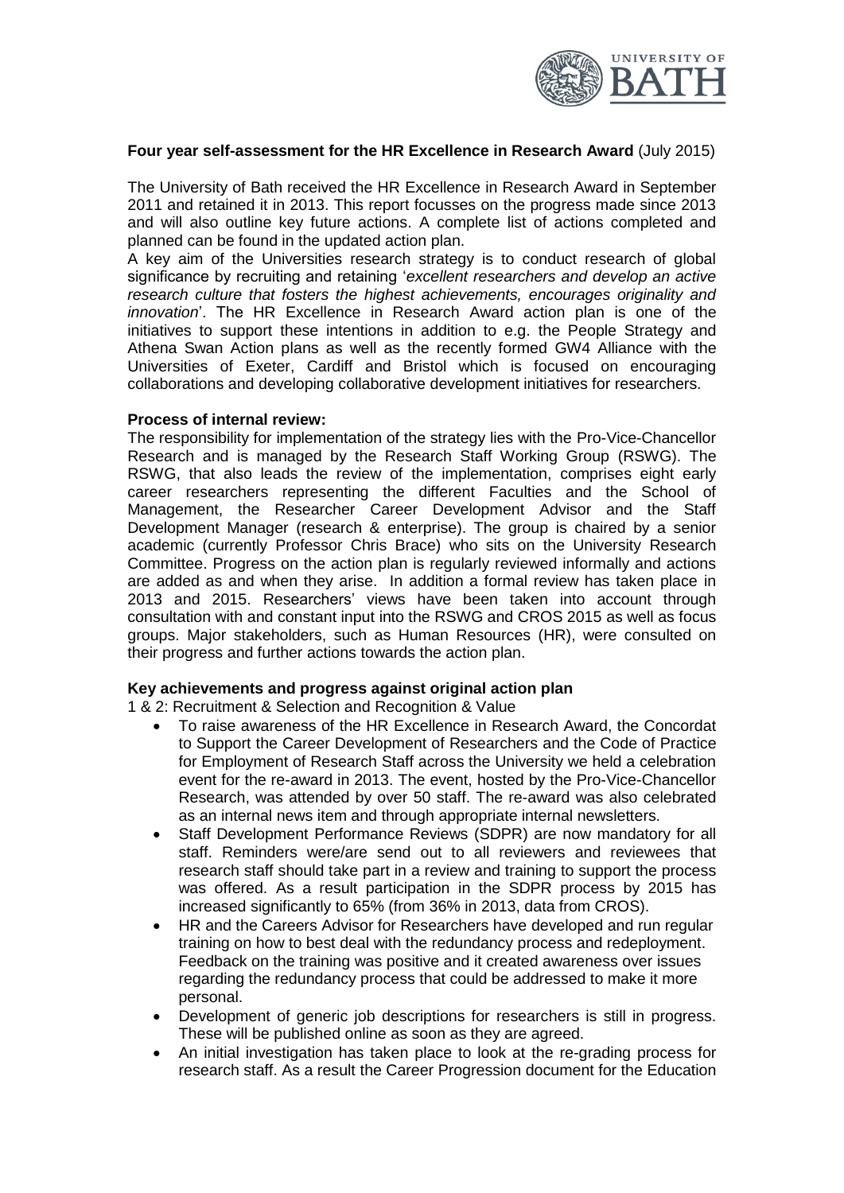**Four year self-assessment for the HR Excellence in Research Award** (July 2015)

The University of Bath received the HR Excellence in Research Award in September 2011 and retained it in 2013. This report focusses on the progress made since 2013 and will also outline key future actions. A complete list of actions completed and planned can be found in the updated action plan.

A key aim of the Universities research strategy is to conduct research of global significance by recruiting and retaining '*excellent researchers and develop an active research culture that fosters the highest achievements, encourages originality and innovation*'. The HR Excellence in Research Award action plan is one of the initiatives to support these intentions in addition to e.g. the People Strategy and Athena Swan Action plans as well as the recently formed GW4 Alliance with the Universities of Exeter, Cardiff and Bristol which is focused on encouraging collaborations and developing collaborative development initiatives for researchers.

**Process of internal review:**

The responsibility for implementation of the strategy lies with the Pro-Vice-Chancellor Research and is managed by the Research Staff Working Group (RSWG). The RSWG, that also leads the review of the implementation, comprises eight early career researchers representing the different Faculties and the School of Management, the Researcher Career Development Advisor and the Staff Development Manager (research & enterprise). The group is chaired by a senior academic (currently Professor Chris Brace) who sits on the University Research Committee. Progress on the action plan is regularly reviewed informally and actions are added as and when they arise. In addition a formal review has taken place in 2013 and 2015. Researchers' views have been taken into account through consultation with and constant input into the RSWG and CROS 2015 as well as focus groups. Major stakeholders, such as Human Resources (HR), were consulted on their progress and further actions towards the action plan.

**Key achievements and progress against original action plan**

1 & 2: Recruitment & Selection and Recognition & Value

- To raise awareness of the HR Excellence in Research Award, the Concordat to Support the Career Development of Researchers and the Code of Practice for Employment of Research Staff across the University we held a celebration event for the re-award in 2013. The event, hosted by the Pro-Vice-Chancellor Research, was attended by over 50 staff. The re-award was also celebrated as an internal news item and through appropriate internal newsletters.
- Staff Development Performance Reviews (SDPR) are now mandatory for all staff. Reminders were/are send out to all reviewers and reviewees that research staff should take part in a review and training to support the process was offered. As a result participation in the SDPR process by 2015 has increased significantly to 65% (from 36% in 2013, data from CROS).
- HR and the Careers Advisor for Researchers have developed and run regular training on how to best deal with the redundancy process and redeployment. Feedback on the training was positive and it created awareness over issues regarding the redundancy process that could be addressed to make it more personal.
- Development of generic job descriptions for researchers is still in progress. These will be published online as soon as they are agreed.
- An initial investigation has taken place to look at the re-grading process for research staff. As a result the Career Progression document for the Education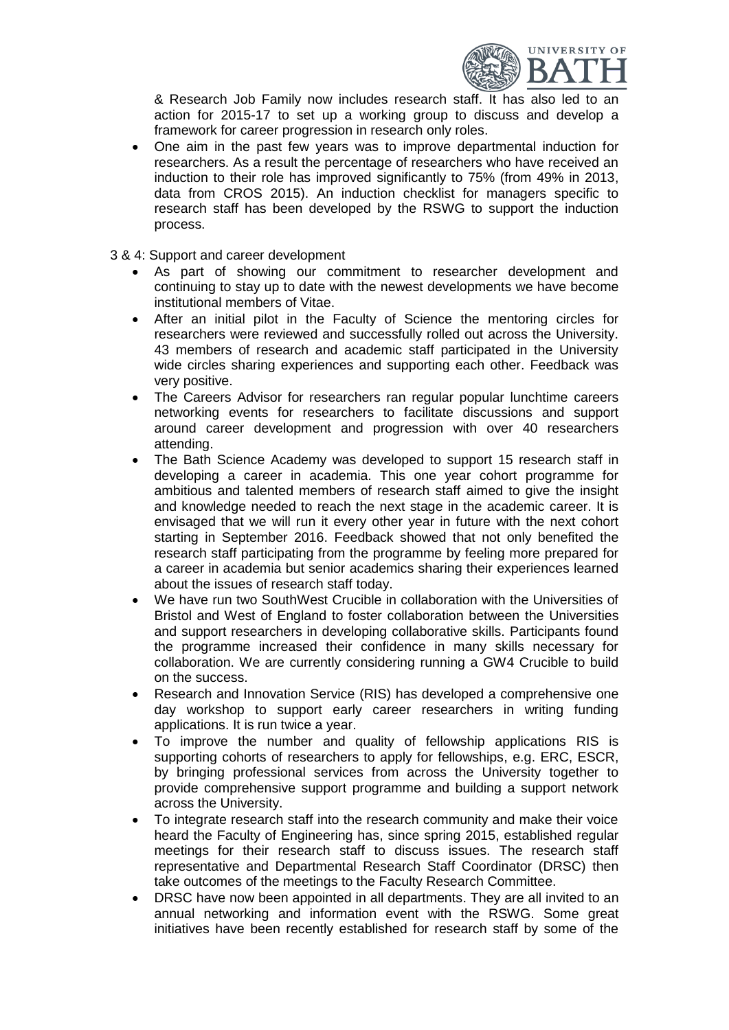& Research Job Family now includes research staff. It has also led to an action for 2015-17 to set up a working group to discuss and develop a framework for career progression in research only roles.

- One aim in the past few years was to improve departmental induction for researchers. As a result the percentage of researchers who have received an induction to their role has improved significantly to 75% (from 49% in 2013, data from CROS 2015). An induction checklist for managers specific to research staff has been developed by the RSWG to support the induction process.

3 & 4: Support and career development

- As part of showing our commitment to researcher development and continuing to stay up to date with the newest developments we have become institutional members of Vitae.
- After an initial pilot in the Faculty of Science the mentoring circles for researchers were reviewed and successfully rolled out across the University. 43 members of research and academic staff participated in the University wide circles sharing experiences and supporting each other. Feedback was very positive.
- The Careers Advisor for researchers ran regular popular lunchtime careers networking events for researchers to facilitate discussions and support around career development and progression with over 40 researchers attending.
- The Bath Science Academy was developed to support 15 research staff in developing a career in academia. This one year cohort programme for ambitious and talented members of research staff aimed to give the insight and knowledge needed to reach the next stage in the academic career. It is envisaged that we will run it every other year in future with the next cohort starting in September 2016. Feedback showed that not only benefited the research staff participating from the programme by feeling more prepared for a career in academia but senior academics sharing their experiences learned about the issues of research staff today.
- We have run two SouthWest Crucible in collaboration with the Universities of Bristol and West of England to foster collaboration between the Universities and support researchers in developing collaborative skills. Participants found the programme increased their confidence in many skills necessary for collaboration. We are currently considering running a GW4 Crucible to build on the success.
- Research and Innovation Service (RIS) has developed a comprehensive one day workshop to support early career researchers in writing funding applications. It is run twice a year.
- To improve the number and quality of fellowship applications RIS is supporting cohorts of researchers to apply for fellowships, e.g. ERC, ESCR, by bringing professional services from across the University together to provide comprehensive support programme and building a support network across the University.
- To integrate research staff into the research community and make their voice heard the Faculty of Engineering has, since spring 2015, established regular meetings for their research staff to discuss issues. The research staff representative and Departmental Research Staff Coordinator (DRSC) then take outcomes of the meetings to the Faculty Research Committee.
- DRSC have now been appointed in all departments. They are all invited to an annual networking and information event with the RSWG. Some great initiatives have been recently established for research staff by some of the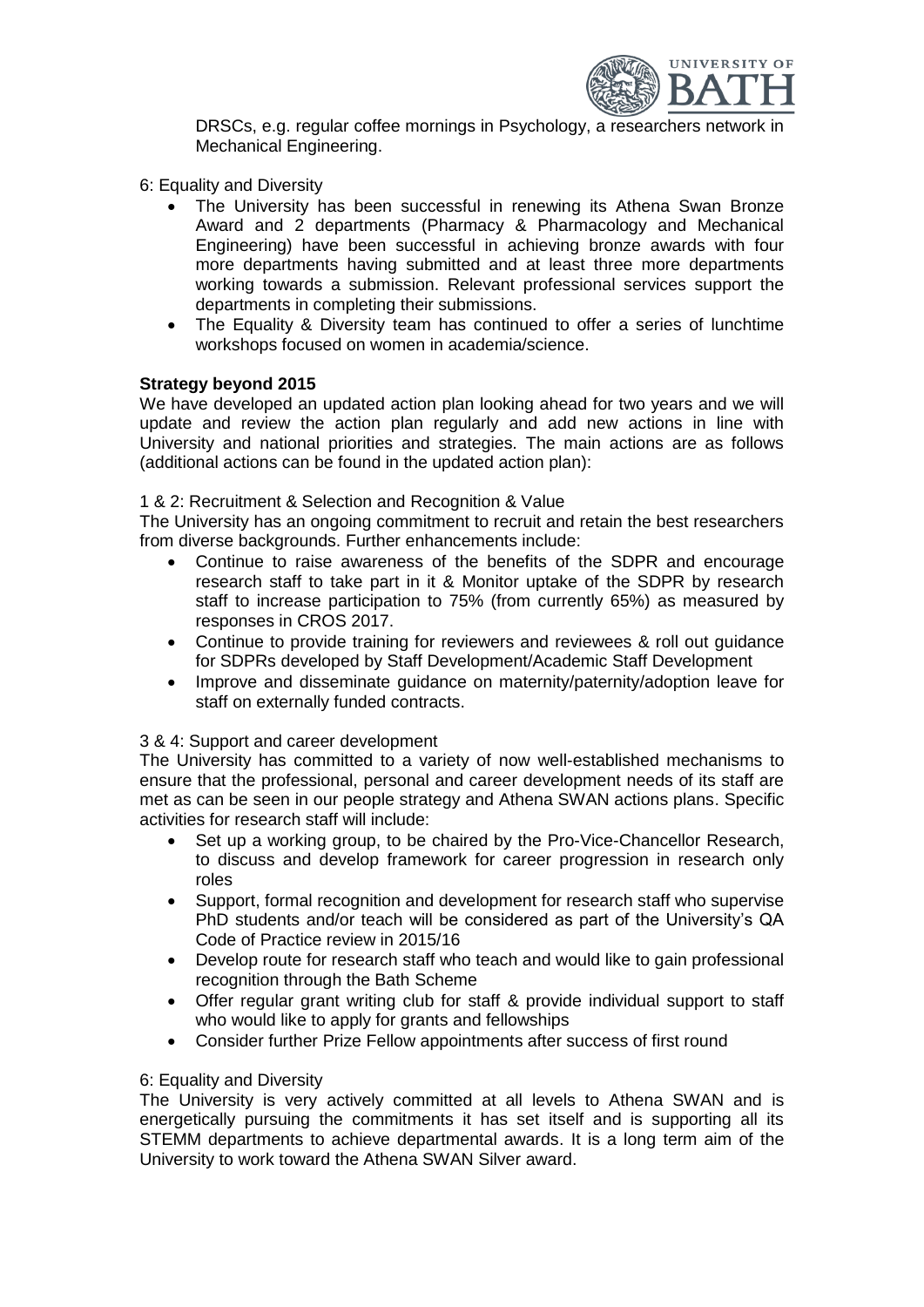DRSCs, e.g. regular coffee mornings in Psychology, a researchers network in Mechanical Engineering.

6: Equality and Diversity

- The University has been successful in renewing its Athena Swan Bronze Award and 2 departments (Pharmacy & Pharmacology and Mechanical Engineering) have been successful in achieving bronze awards with four more departments having submitted and at least three more departments working towards a submission. Relevant professional services support the departments in completing their submissions.
- The Equality & Diversity team has continued to offer a series of lunchtime workshops focused on women in academia/science.

**Strategy beyond 2015**

We have developed an updated action plan looking ahead for two years and we will update and review the action plan regularly and add new actions in line with University and national priorities and strategies. The main actions are as follows (additional actions can be found in the updated action plan):

1 & 2: Recruitment & Selection and Recognition & Value

The University has an ongoing commitment to recruit and retain the best researchers from diverse backgrounds. Further enhancements include:

- Continue to raise awareness of the benefits of the SDPR and encourage research staff to take part in it & Monitor uptake of the SDPR by research staff to increase participation to 75% (from currently 65%) as measured by responses in CROS 2017.
- Continue to provide training for reviewers and reviewees & roll out guidance for SDPRs developed by Staff Development/Academic Staff Development
- Improve and disseminate guidance on maternity/paternity/adoption leave for staff on externally funded contracts.

3 & 4: Support and career development

The University has committed to a variety of now well-established mechanisms to ensure that the professional, personal and career development needs of its staff are met as can be seen in our people strategy and Athena SWAN actions plans. Specific activities for research staff will include:

- Set up a working group, to be chaired by the Pro-Vice-Chancellor Research, to discuss and develop framework for career progression in research only roles
- Support, formal recognition and development for research staff who supervise PhD students and/or teach will be considered as part of the University's QA Code of Practice review in 2015/16
- Develop route for research staff who teach and would like to gain professional recognition through the Bath Scheme
- Offer regular grant writing club for staff & provide individual support to staff who would like to apply for grants and fellowships
- Consider further Prize Fellow appointments after success of first round

6: Equality and Diversity

The University is very actively committed at all levels to Athena SWAN and is energetically pursuing the commitments it has set itself and is supporting all its STEMM departments to achieve departmental awards. It is a long term aim of the University to work toward the Athena SWAN Silver award.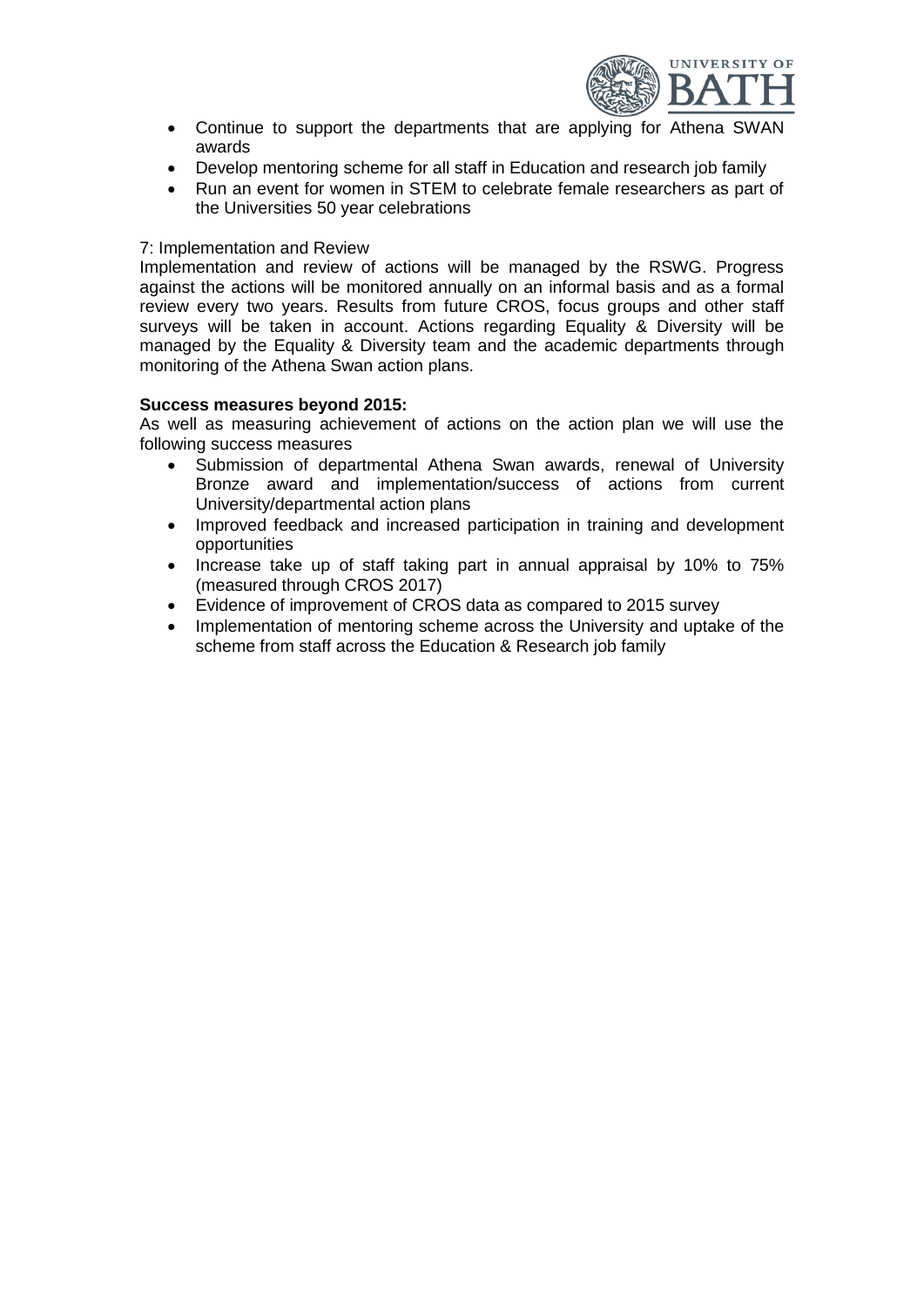- Continue to support the departments that are applying for Athena SWAN awards
- Develop mentoring scheme for all staff in Education and research job family
- Run an event for women in STEM to celebrate female researchers as part of the Universities 50 year celebrations

7: Implementation and Review

Implementation and review of actions will be managed by the RSWG. Progress against the actions will be monitored annually on an informal basis and as a formal review every two years. Results from future CROS, focus groups and other staff surveys will be taken in account. Actions regarding Equality & Diversity will be managed by the Equality & Diversity team and the academic departments through monitoring of the Athena Swan action plans.

**Success measures beyond 2015:**

As well as measuring achievement of actions on the action plan we will use the following success measures

- Submission of departmental Athena Swan awards, renewal of University Bronze award and implementation/success of actions from current University/departmental action plans
- Improved feedback and increased participation in training and development opportunities
- Increase take up of staff taking part in annual appraisal by 10% to 75% (measured through CROS 2017)
- Evidence of improvement of CROS data as compared to 2015 survey
- Implementation of mentoring scheme across the University and uptake of the scheme from staff across the Education & Research job family